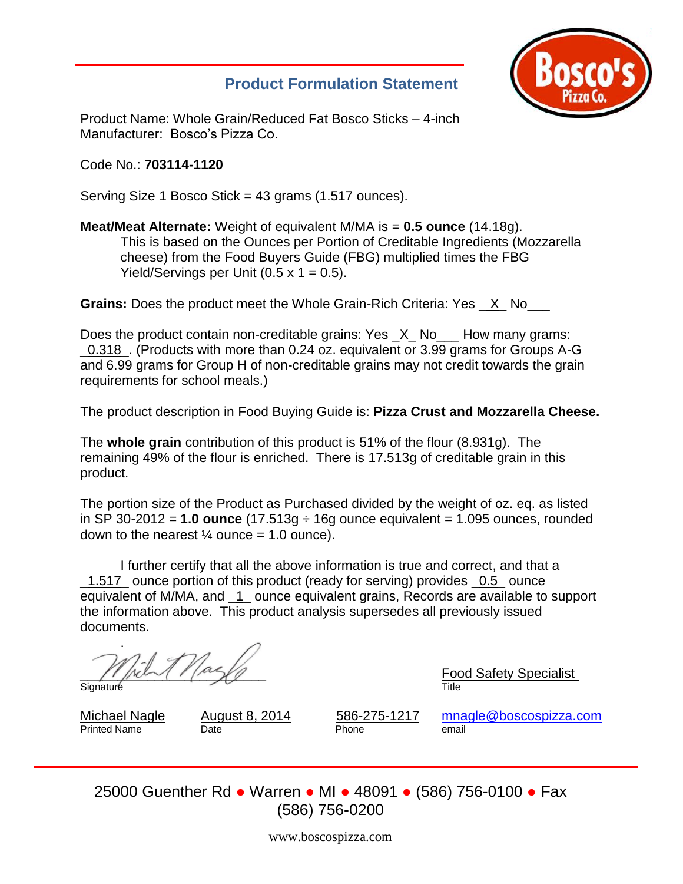## Product Formulation Statement

Product Name: Whole Grain/Reduced Fat Bosco Sticks – 4-inch
Manufacturer: Bosco's Pizza Co.

Code No.: **703114-1120**

Serving Size 1 Bosco Stick = 43 grams (1.517 ounces).

**Meat/Meat Alternate:** Weight of equivalent M/MA is = **0.5 ounce** (14.18g).
This is based on the Ounces per Portion of Creditable Ingredients (Mozzarella cheese) from the Food Buyers Guide (FBG) multiplied times the FBG Yield/Servings per Unit (0.5 x 1 = 0.5).

**Grains:** Does the product meet the Whole Grain-Rich Criteria: Yes \_X\_ No\_\_\_

Does the product contain non-creditable grains: Yes \_X\_ No\_\_\_ How many grams: \_0.318\_. (Products with more than 0.24 oz. equivalent or 3.99 grams for Groups A-G and 6.99 grams for Group H of non-creditable grains may not credit towards the grain requirements for school meals.)

The product description in Food Buying Guide is: **Pizza Crust and Mozzarella Cheese.**

The **whole grain** contribution of this product is 51% of the flour (8.931g). The remaining 49% of the flour is enriched. There is 17.513g of creditable grain in this product.

The portion size of the Product as Purchased divided by the weight of oz. eq. as listed in SP 30-2012 = **1.0 ounce** (17.513g ÷ 16g ounce equivalent = 1.095 ounces, rounded down to the nearest ¼ ounce = 1.0 ounce).

I further certify that all the above information is true and correct, and that a \_1.517\_ ounce portion of this product (ready for serving) provides \_0.5\_ ounce equivalent of M/MA, and \_1\_ ounce equivalent grains, Records are available to support the information above. This product analysis supersedes all previously issued documents.

Signature: [signature]

Title: Food Safety Specialist

| Printed Name | Date | Phone | email |
|---|---|---|---|
| Michael Nagle | August 8, 2014 | 586-275-1217 | mnagle@boscospizza.com |

25000 Guenther Rd ● Warren ● MI ● 48091 ● (586) 756-0100 ● Fax (586) 756-0200

www.boscospizza.com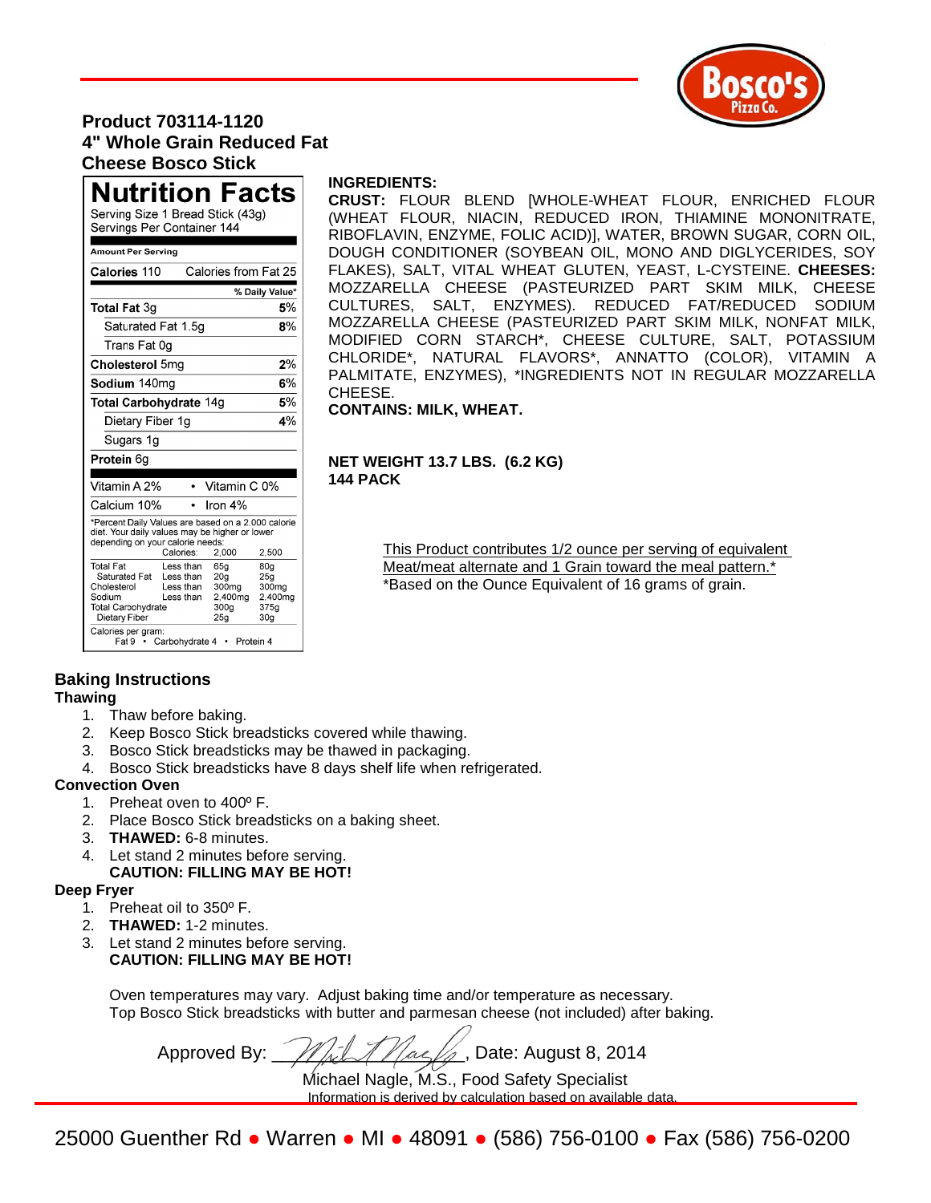**Product 703114-1120**
**4" Whole Grain Reduced Fat Cheese Bosco Stick**

## Nutrition Facts

Serving Size 1 Bread Stick (43g)
Servings Per Container 144

| Amount Per Serving | |
|---|---|
| **Calories** 110 | Calories from Fat 25 |
| | **% Daily Value*** |
| **Total Fat** 3g | **5%** |
| Saturated Fat 1.5g | **8%** |
| Trans Fat 0g | |
| **Cholesterol** 5mg | **2%** |
| **Sodium** 140mg | **6%** |
| **Total Carbohydrate** 14g | **5%** |
| Dietary Fiber 1g | **4%** |
| Sugars 1g | |
| **Protein** 6g | |

Vitamin A 2% • Vitamin C 0%
Calcium 10% • Iron 4%

*Percent Daily Values are based on a 2,000 calorie diet. Your daily values may be higher or lower depending on your calorie needs:

| | Calories: | 2,000 | 2,500 |
|---|---|---|---|
| Total Fat | Less than | 65g | 80g |
| Saturated Fat | Less than | 20g | 25g |
| Cholesterol | Less than | 300mg | 300mg |
| Sodium | Less than | 2,400mg | 2,400mg |
| Total Carbohydrate | | 300g | 375g |
| Dietary Fiber | | 25g | 30g |

Calories per gram:
Fat 9 • Carbohydrate 4 • Protein 4

**INGREDIENTS:**
**CRUST:** FLOUR BLEND [WHOLE-WHEAT FLOUR, ENRICHED FLOUR (WHEAT FLOUR, NIACIN, REDUCED IRON, THIAMINE MONONITRATE, RIBOFLAVIN, ENZYME, FOLIC ACID)], WATER, BROWN SUGAR, CORN OIL, DOUGH CONDITIONER (SOYBEAN OIL, MONO AND DIGLYCERIDES, SOY FLAKES), SALT, VITAL WHEAT GLUTEN, YEAST, L-CYSTEINE. **CHEESES:** MOZZARELLA CHEESE (PASTEURIZED PART SKIM MILK, CHEESE CULTURES, SALT, ENZYMES). REDUCED FAT/REDUCED SODIUM MOZZARELLA CHEESE (PASTEURIZED PART SKIM MILK, NONFAT MILK, MODIFIED CORN STARCH*, CHEESE CULTURE, SALT, POTASSIUM CHLORIDE*, NATURAL FLAVORS*, ANNATTO (COLOR), VITAMIN A PALMITATE, ENZYMES), *INGREDIENTS NOT IN REGULAR MOZZARELLA CHEESE.
**CONTAINS: MILK, WHEAT.**

**NET WEIGHT 13.7 LBS. (6.2 KG)**
**144 PACK**

This Product contributes 1/2 ounce per serving of equivalent Meat/meat alternate and 1 Grain toward the meal pattern.*
*Based on the Ounce Equivalent of 16 grams of grain.

## Baking Instructions

### Thawing

1. Thaw before baking.
2. Keep Bosco Stick breadsticks covered while thawing.
3. Bosco Stick breadsticks may be thawed in packaging.
4. Bosco Stick breadsticks have 8 days shelf life when refrigerated.

### Convection Oven

1. Preheat oven to 400º F.
2. Place Bosco Stick breadsticks on a baking sheet.
3. **THAWED:** 6-8 minutes.
4. Let stand 2 minutes before serving.
   **CAUTION: FILLING MAY BE HOT!**

### Deep Fryer

1. Preheat oil to 350º F.
2. **THAWED:** 1-2 minutes.
3. Let stand 2 minutes before serving.
   **CAUTION: FILLING MAY BE HOT!**

Oven temperatures may vary. Adjust baking time and/or temperature as necessary.
Top Bosco Stick breadsticks with butter and parmesan cheese (not included) after baking.

Approved By: ____________, Date: August 8, 2014
Michael Nagle, M.S., Food Safety Specialist
Information is derived by calculation based on available data.

25000 Guenther Rd ● Warren ● MI ● 48091 ● (586) 756-0100 ● Fax (586) 756-0200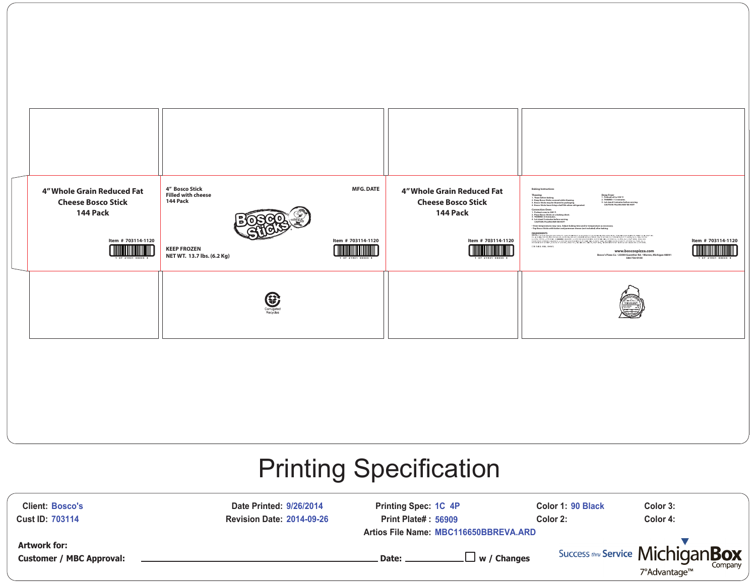4" Whole Grain Reduced Fat
Cheese Bosco Stick
144 Pack

Item # 703114-1120

1 07 21931 00035 4

4" Bosco Stick
Filled with cheese
144 Pack

MFG. DATE

Bosco Sticks

Item # 703114-1120

KEEP FROZEN
NET WT. 13.7 lbs. (6.2 Kg)

1 07 21931 00035 4

Corrugated
Recycles

4" Whole Grain Reduced Fat
Cheese Bosco Stick
144 Pack

Item # 703114-1120

1 07 21931 00035 4

Baking Instructions

Thawing
1. Thaw before baking.
2. Keep Bosco Sticks covered while thawing.
3. Bosco Sticks may be thawed in packaging.
4. Bosco Sticks have 6 days shelf life when refrigerated.

Deep Fryer
1. Preheat oil to 350° F.
2. THAWED - 1-2 minutes.
3. Let stand 2 minutes before serving.
CAUTION: FILLING MAY BE HOT!

Convection Oven
1. Preheat oven to 350° F.
2. Place Bosco Sticks on a baking sheet.
3. THAWED - 6-8 minutes.
4. Let stand 2 minutes before serving.
CAUTION: FILLING MAY BE HOT!

- Oven temperatures may vary. Adjust baking time and/or temperature as necessary.
- Top Bosco Sticks with butter and parmesan cheese (not included) after baking.

INGREDIENTS

www.boscospizza.com
Bosco's Pizza Co. • 25000 Guenther Rd. • Warren, Michigan 48091
586-756-0100

Item # 703114-1120

1 07 21931 00035 4

# Printing Specification

| | | | | |
|---|---|---|---|---|
| Client: Bosco's | Date Printed: 9/26/2014 | Printing Spec: 1C 4P | Color 1: 90 Black | Color 3: |
| Cust ID: 703114 | Revision Date: 2014-09-26 | Print Plate# : 56909 | Color 2: | Color 4: |
| | | Artios File Name: MBC116650BBREVA.ARD | | |

Artwork for:
Customer / MBC Approval: ______________________ Date: __________ ☐ w / Changes

Success thru Service MichiganBox Company
7°Advantage™